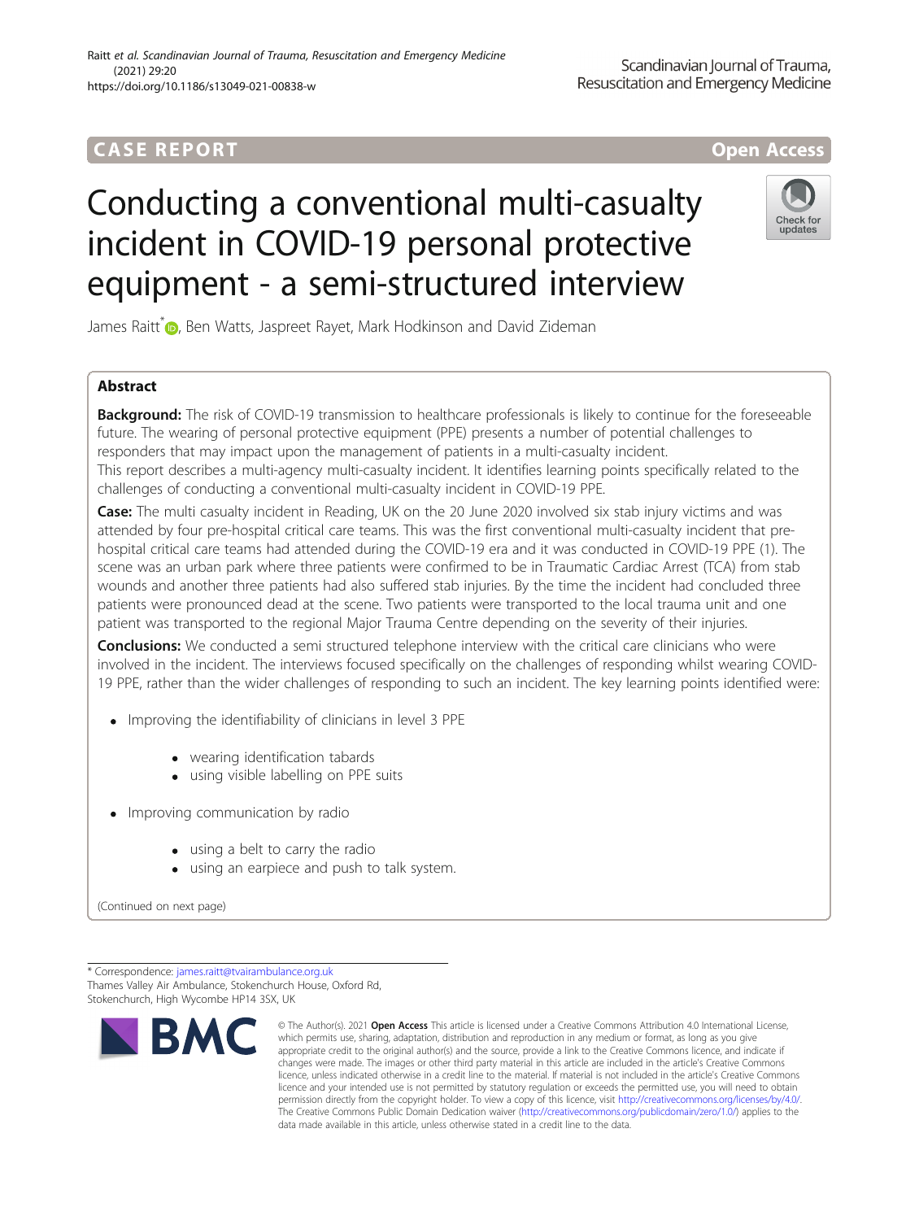CASE REPORT

Open Access

# Conducting a conventional multi-casualty incident in COVID-19 personal protective equipment - a semi-structured interview

James Raitt*, Ben Watts, Jaspreet Rayet, Mark Hodkinson and David Zideman

## Abstract

**Background:** The risk of COVID-19 transmission to healthcare professionals is likely to continue for the foreseeable future. The wearing of personal protective equipment (PPE) presents a number of potential challenges to responders that may impact upon the management of patients in a multi-casualty incident.

This report describes a multi-agency multi-casualty incident. It identifies learning points specifically related to the challenges of conducting a conventional multi-casualty incident in COVID-19 PPE.

**Case:** The multi casualty incident in Reading, UK on the 20 June 2020 involved six stab injury victims and was attended by four pre-hospital critical care teams. This was the first conventional multi-casualty incident that pre-hospital critical care teams had attended during the COVID-19 era and it was conducted in COVID-19 PPE (1). The scene was an urban park where three patients were confirmed to be in Traumatic Cardiac Arrest (TCA) from stab wounds and another three patients had also suffered stab injuries. By the time the incident had concluded three patients were pronounced dead at the scene. Two patients were transported to the local trauma unit and one patient was transported to the regional Major Trauma Centre depending on the severity of their injuries.

**Conclusions:** We conducted a semi structured telephone interview with the critical care clinicians who were involved in the incident. The interviews focused specifically on the challenges of responding whilst wearing COVID-19 PPE, rather than the wider challenges of responding to such an incident. The key learning points identified were:

- Improving the identifiability of clinicians in level 3 PPE
  - wearing identification tabards
  - using visible labelling on PPE suits
- Improving communication by radio
  - using a belt to carry the radio
  - using an earpiece and push to talk system.

(Continued on next page)

\* Correspondence: james.raitt@tvairambulance.org.uk
Thames Valley Air Ambulance, Stokenchurch House, Oxford Rd, Stokenchurch, High Wycombe HP14 3SX, UK

© The Author(s). 2021 **Open Access** This article is licensed under a Creative Commons Attribution 4.0 International License, which permits use, sharing, adaptation, distribution and reproduction in any medium or format, as long as you give appropriate credit to the original author(s) and the source, provide a link to the Creative Commons licence, and indicate if changes were made. The images or other third party material in this article are included in the article's Creative Commons licence, unless indicated otherwise in a credit line to the material. If material is not included in the article's Creative Commons licence and your intended use is not permitted by statutory regulation or exceeds the permitted use, you will need to obtain permission directly from the copyright holder. To view a copy of this licence, visit http://creativecommons.org/licenses/by/4.0/. The Creative Commons Public Domain Dedication waiver (http://creativecommons.org/publicdomain/zero/1.0/) applies to the data made available in this article, unless otherwise stated in a credit line to the data.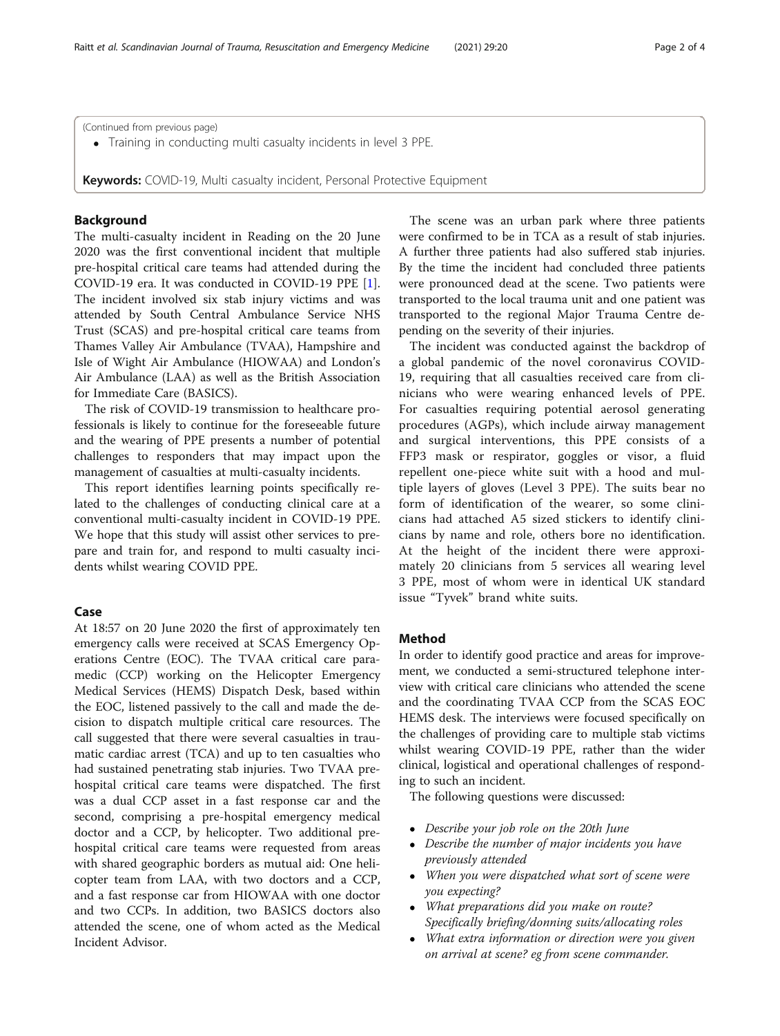(Continued from previous page)

- Training in conducting multi casualty incidents in level 3 PPE.

**Keywords:** COVID-19, Multi casualty incident, Personal Protective Equipment

## Background

The multi-casualty incident in Reading on the 20 June 2020 was the first conventional incident that multiple pre-hospital critical care teams had attended during the COVID-19 era. It was conducted in COVID-19 PPE [1]. The incident involved six stab injury victims and was attended by South Central Ambulance Service NHS Trust (SCAS) and pre-hospital critical care teams from Thames Valley Air Ambulance (TVAA), Hampshire and Isle of Wight Air Ambulance (HIOWAA) and London's Air Ambulance (LAA) as well as the British Association for Immediate Care (BASICS).

The risk of COVID-19 transmission to healthcare professionals is likely to continue for the foreseeable future and the wearing of PPE presents a number of potential challenges to responders that may impact upon the management of casualties at multi-casualty incidents.

This report identifies learning points specifically related to the challenges of conducting clinical care at a conventional multi-casualty incident in COVID-19 PPE. We hope that this study will assist other services to prepare and train for, and respond to multi casualty incidents whilst wearing COVID PPE.

## Case

At 18:57 on 20 June 2020 the first of approximately ten emergency calls were received at SCAS Emergency Operations Centre (EOC). The TVAA critical care paramedic (CCP) working on the Helicopter Emergency Medical Services (HEMS) Dispatch Desk, based within the EOC, listened passively to the call and made the decision to dispatch multiple critical care resources. The call suggested that there were several casualties in traumatic cardiac arrest (TCA) and up to ten casualties who had sustained penetrating stab injuries. Two TVAA pre-hospital critical care teams were dispatched. The first was a dual CCP asset in a fast response car and the second, comprising a pre-hospital emergency medical doctor and a CCP, by helicopter. Two additional pre-hospital critical care teams were requested from areas with shared geographic borders as mutual aid: One helicopter team from LAA, with two doctors and a CCP, and a fast response car from HIOWAA with one doctor and two CCPs. In addition, two BASICS doctors also attended the scene, one of whom acted as the Medical Incident Advisor.

The scene was an urban park where three patients were confirmed to be in TCA as a result of stab injuries. A further three patients had also suffered stab injuries. By the time the incident had concluded three patients were pronounced dead at the scene. Two patients were transported to the local trauma unit and one patient was transported to the regional Major Trauma Centre depending on the severity of their injuries.

The incident was conducted against the backdrop of a global pandemic of the novel coronavirus COVID-19, requiring that all casualties received care from clinicians who were wearing enhanced levels of PPE. For casualties requiring potential aerosol generating procedures (AGPs), which include airway management and surgical interventions, this PPE consists of a FFP3 mask or respirator, goggles or visor, a fluid repellent one-piece white suit with a hood and multiple layers of gloves (Level 3 PPE). The suits bear no form of identification of the wearer, so some clinicians had attached A5 sized stickers to identify clinicians by name and role, others bore no identification. At the height of the incident there were approximately 20 clinicians from 5 services all wearing level 3 PPE, most of whom were in identical UK standard issue "Tyvek" brand white suits.

## Method

In order to identify good practice and areas for improvement, we conducted a semi-structured telephone interview with critical care clinicians who attended the scene and the coordinating TVAA CCP from the SCAS EOC HEMS desk. The interviews were focused specifically on the challenges of providing care to multiple stab victims whilst wearing COVID-19 PPE, rather than the wider clinical, logistical and operational challenges of responding to such an incident.

The following questions were discussed:

- *Describe your job role on the 20th June*
- *Describe the number of major incidents you have previously attended*
- *When you were dispatched what sort of scene were you expecting?*
- *What preparations did you make on route? Specifically briefing/donning suits/allocating roles*
- *What extra information or direction were you given on arrival at scene? eg from scene commander.*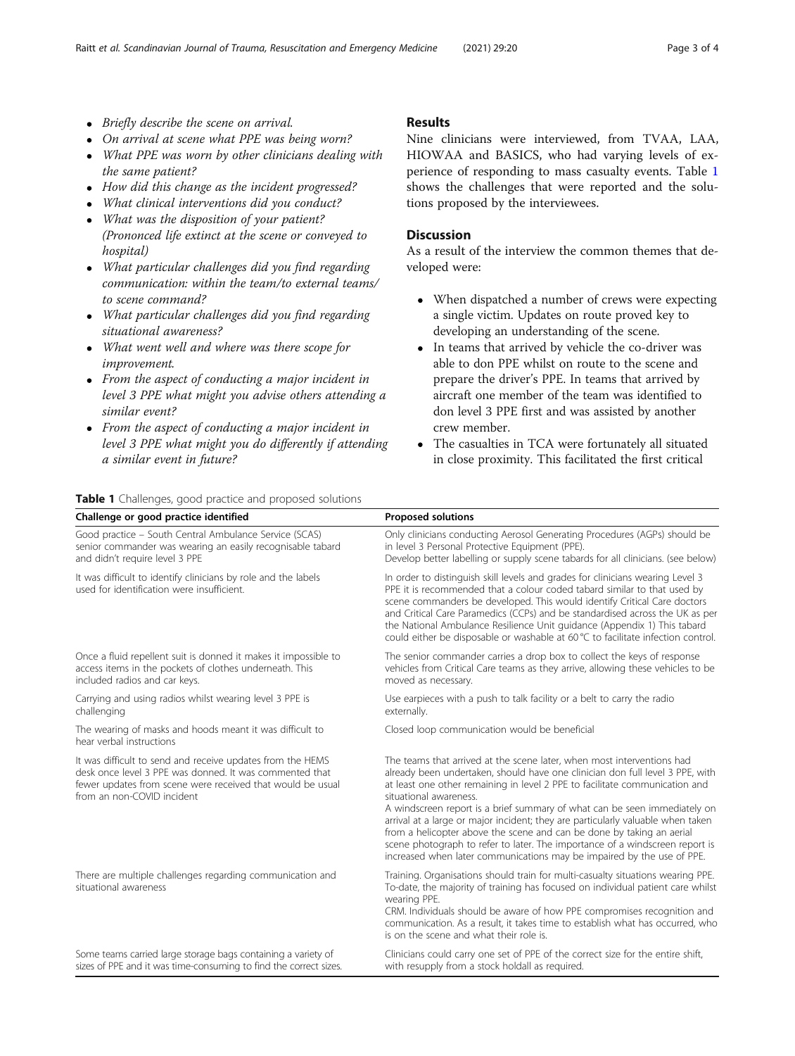- *Briefly describe the scene on arrival.*
- *On arrival at scene what PPE was being worn?*
- *What PPE was worn by other clinicians dealing with the same patient?*
- *How did this change as the incident progressed?*
- *What clinical interventions did you conduct?*
- *What was the disposition of your patient? (Prononced life extinct at the scene or conveyed to hospital)*
- *What particular challenges did you find regarding communication: within the team/to external teams/ to scene command?*
- *What particular challenges did you find regarding situational awareness?*
- *What went well and where was there scope for improvement.*
- *From the aspect of conducting a major incident in level 3 PPE what might you advise others attending a similar event?*
- *From the aspect of conducting a major incident in level 3 PPE what might you do differently if attending a similar event in future?*

## Results

Nine clinicians were interviewed, from TVAA, LAA, HIOWAA and BASICS, who had varying levels of experience of responding to mass casualty events. Table 1 shows the challenges that were reported and the solutions proposed by the interviewees.

## Discussion

As a result of the interview the common themes that developed were:

- When dispatched a number of crews were expecting a single victim. Updates on route proved key to developing an understanding of the scene.
- In teams that arrived by vehicle the co-driver was able to don PPE whilst on route to the scene and prepare the driver's PPE. In teams that arrived by aircraft one member of the team was identified to don level 3 PPE first and was assisted by another crew member.
- The casualties in TCA were fortunately all situated in close proximity. This facilitated the first critical

**Table 1** Challenges, good practice and proposed solutions

| Challenge or good practice identified | Proposed solutions |
|---|---|
| Good practice – South Central Ambulance Service (SCAS) senior commander was wearing an easily recognisable tabard and didn't require level 3 PPE | Only clinicians conducting Aerosol Generating Procedures (AGPs) should be in level 3 Personal Protective Equipment (PPE). Develop better labelling or supply scene tabards for all clinicians. (see below) |
| It was difficult to identify clinicians by role and the labels used for identification were insufficient. | In order to distinguish skill levels and grades for clinicians wearing Level 3 PPE it is recommended that a colour coded tabard similar to that used by scene commanders be developed. This would identify Critical Care doctors and Critical Care Paramedics (CCPs) and be standardised across the UK as per the National Ambulance Resilience Unit guidance (Appendix 1) This tabard could either be disposable or washable at 60 °C to facilitate infection control. |
| Once a fluid repellent suit is donned it makes it impossible to access items in the pockets of clothes underneath. This included radios and car keys. | The senior commander carries a drop box to collect the keys of response vehicles from Critical Care teams as they arrive, allowing these vehicles to be moved as necessary. |
| Carrying and using radios whilst wearing level 3 PPE is challenging | Use earpieces with a push to talk facility or a belt to carry the radio externally. |
| The wearing of masks and hoods meant it was difficult to hear verbal instructions | Closed loop communication would be beneficial |
| It was difficult to send and receive updates from the HEMS desk once level 3 PPE was donned. It was commented that fewer updates from scene were received that would be usual from an non-COVID incident | The teams that arrived at the scene later, when most interventions had already been undertaken, should have one clinician don full level 3 PPE, with at least one other remaining in level 2 PPE to facilitate communication and situational awareness. A windscreen report is a brief summary of what can be seen immediately on arrival at a large or major incident; they are particularly valuable when taken from a helicopter above the scene and can be done by taking an aerial scene photograph to refer to later. The importance of a windscreen report is increased when later communications may be impaired by the use of PPE. |
| There are multiple challenges regarding communication and situational awareness | Training. Organisations should train for multi-casualty situations wearing PPE. To-date, the majority of training has focused on individual patient care whilst wearing PPE. CRM. Individuals should be aware of how PPE compromises recognition and communication. As a result, it takes time to establish what has occurred, who is on the scene and what their role is. |
| Some teams carried large storage bags containing a variety of sizes of PPE and it was time-consuming to find the correct sizes. | Clinicians could carry one set of PPE of the correct size for the entire shift, with resupply from a stock holdall as required. |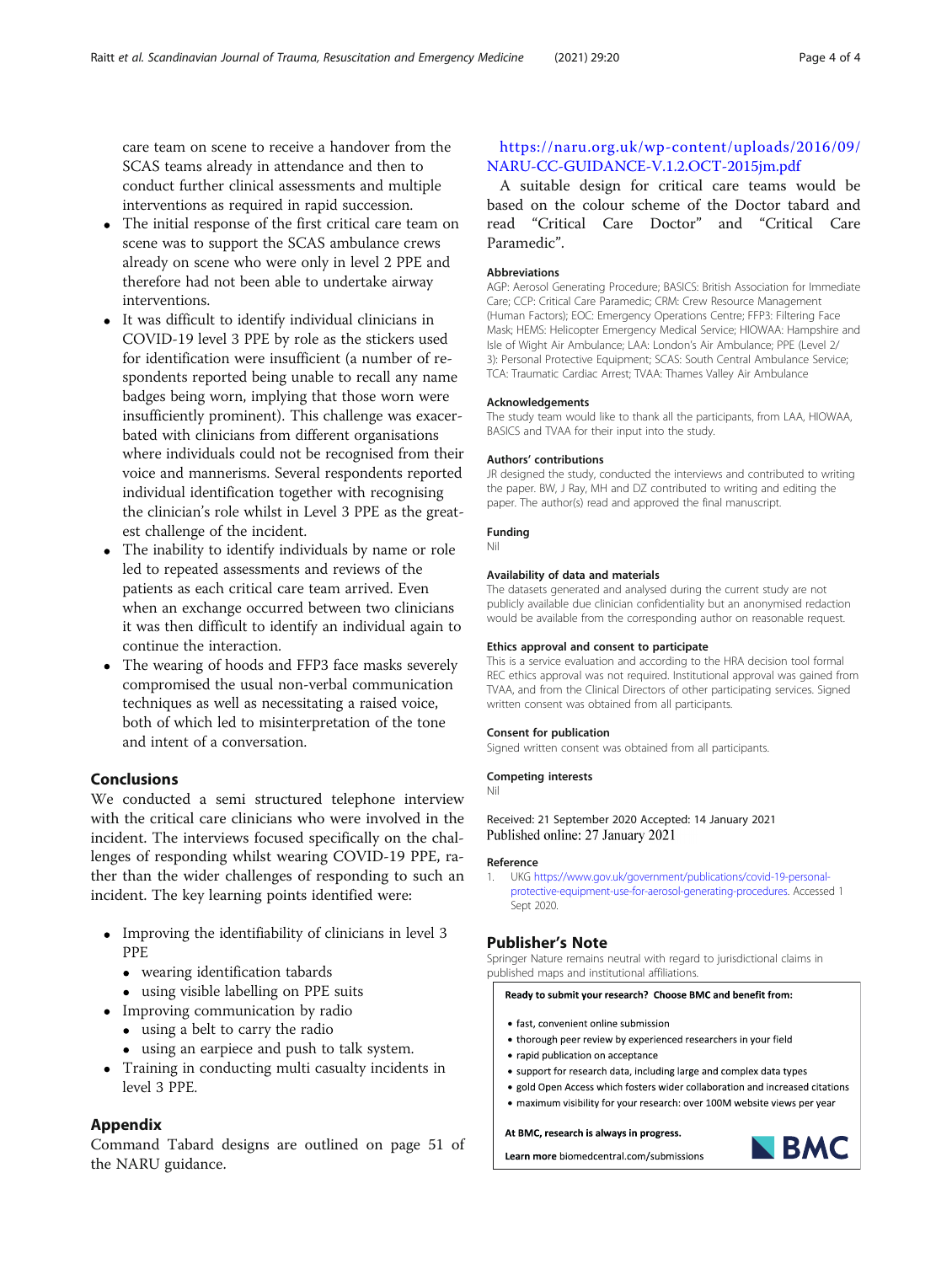care team on scene to receive a handover from the SCAS teams already in attendance and then to conduct further clinical assessments and multiple interventions as required in rapid succession.

- The initial response of the first critical care team on scene was to support the SCAS ambulance crews already on scene who were only in level 2 PPE and therefore had not been able to undertake airway interventions.
- It was difficult to identify individual clinicians in COVID-19 level 3 PPE by role as the stickers used for identification were insufficient (a number of respondents reported being unable to recall any name badges being worn, implying that those worn were insufficiently prominent). This challenge was exacerbated with clinicians from different organisations where individuals could not be recognised from their voice and mannerisms. Several respondents reported individual identification together with recognising the clinician's role whilst in Level 3 PPE as the greatest challenge of the incident.
- The inability to identify individuals by name or role led to repeated assessments and reviews of the patients as each critical care team arrived. Even when an exchange occurred between two clinicians it was then difficult to identify an individual again to continue the interaction.
- The wearing of hoods and FFP3 face masks severely compromised the usual non-verbal communication techniques as well as necessitating a raised voice, both of which led to misinterpretation of the tone and intent of a conversation.

## Conclusions

We conducted a semi structured telephone interview with the critical care clinicians who were involved in the incident. The interviews focused specifically on the challenges of responding whilst wearing COVID-19 PPE, rather than the wider challenges of responding to such an incident. The key learning points identified were:

- Improving the identifiability of clinicians in level 3 PPE
  - wearing identification tabards
  - using visible labelling on PPE suits
- Improving communication by radio
  - using a belt to carry the radio
  - using an earpiece and push to talk system.
- Training in conducting multi casualty incidents in level 3 PPE.

## Appendix

Command Tabard designs are outlined on page 51 of the NARU guidance.

https://naru.org.uk/wp-content/uploads/2016/09/NARU-CC-GUIDANCE-V.1.2.OCT-2015jm.pdf

A suitable design for critical care teams would be based on the colour scheme of the Doctor tabard and read "Critical Care Doctor" and "Critical Care Paramedic".

### Abbreviations

AGP: Aerosol Generating Procedure; BASICS: British Association for Immediate Care; CCP: Critical Care Paramedic; CRM: Crew Resource Management (Human Factors); EOC: Emergency Operations Centre; FFP3: Filtering Face Mask; HEMS: Helicopter Emergency Medical Service; HIOWAA: Hampshire and Isle of Wight Air Ambulance; LAA: London's Air Ambulance; PPE (Level 2/3): Personal Protective Equipment; SCAS: South Central Ambulance Service; TCA: Traumatic Cardiac Arrest; TVAA: Thames Valley Air Ambulance

### Acknowledgements

The study team would like to thank all the participants, from LAA, HIOWAA, BASICS and TVAA for their input into the study.

### Authors' contributions

JR designed the study, conducted the interviews and contributed to writing the paper. BW, J Ray, MH and DZ contributed to writing and editing the paper. The author(s) read and approved the final manuscript.

### Funding

Nil

### Availability of data and materials

The datasets generated and analysed during the current study are not publicly available due clinician confidentiality but an anonymised redaction would be available from the corresponding author on reasonable request.

### Ethics approval and consent to participate

This is a service evaluation and according to the HRA decision tool formal REC ethics approval was not required. Institutional approval was gained from TVAA, and from the Clinical Directors of other participating services. Signed written consent was obtained from all participants.

### Consent for publication

Signed written consent was obtained from all participants.

### Competing interests

Nil

Received: 21 September 2020 Accepted: 14 January 2021
Published online: 27 January 2021

### Reference

1. UKG https://www.gov.uk/government/publications/covid-19-personal-protective-equipment-use-for-aerosol-generating-procedures. Accessed 1 Sept 2020.

## Publisher's Note

Springer Nature remains neutral with regard to jurisdictional claims in published maps and institutional affiliations.

**Ready to submit your research? Choose BMC and benefit from:**

- fast, convenient online submission
- thorough peer review by experienced researchers in your field
- rapid publication on acceptance
- support for research data, including large and complex data types
- gold Open Access which fosters wider collaboration and increased citations
- maximum visibility for your research: over 100M website views per year

**At BMC, research is always in progress.**

**Learn more** biomedcentral.com/submissions